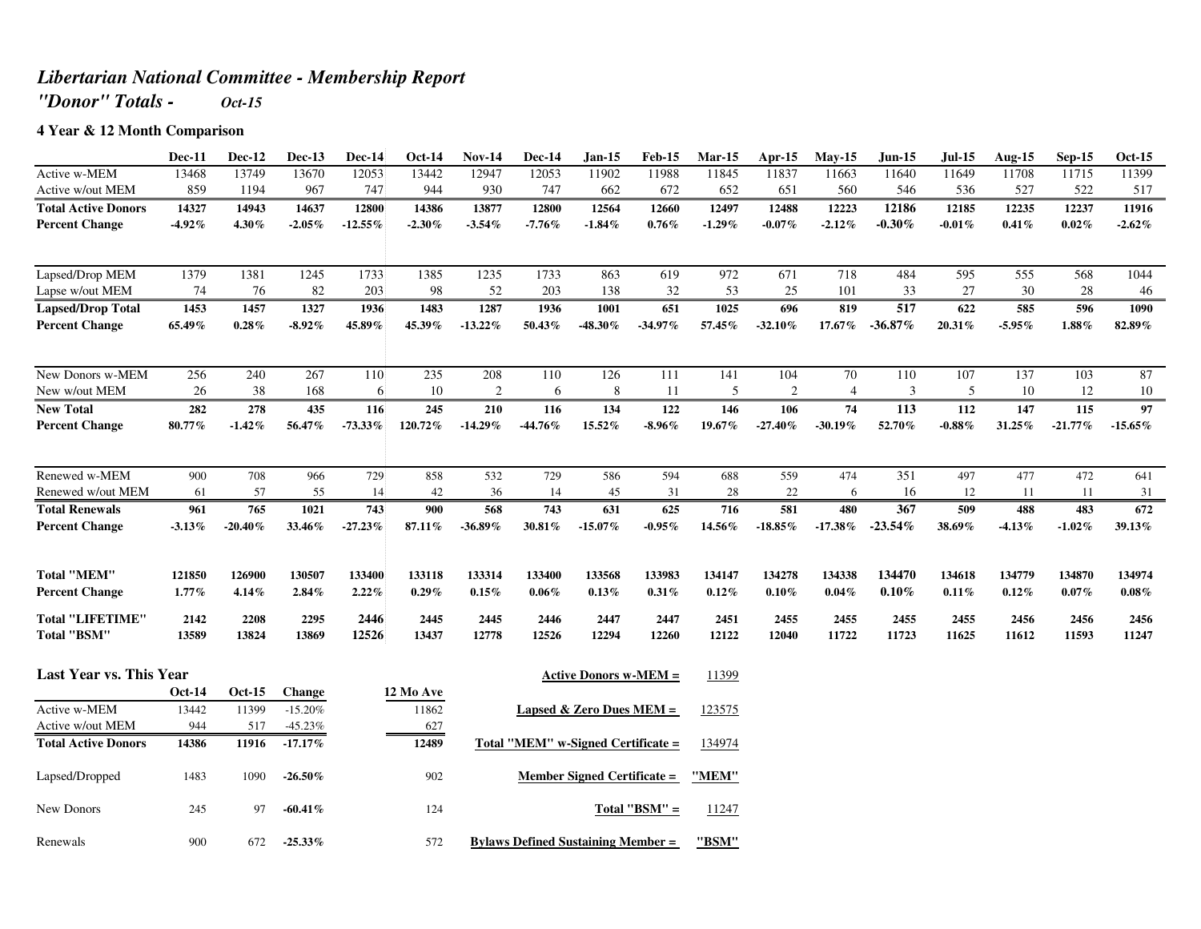# *Libertarian National Committee - Membership Report*

## *"Donor" Totals - Oct-15*

### 4 Year & 12 Month Comparison

| | Dec-11 | Dec-12 | Dec-13 | Dec-14 | Oct-14 | Nov-14 | Dec-14 | Jan-15 | Feb-15 | Mar-15 | Apr-15 | May-15 | Jun-15 | Jul-15 | Aug-15 | Sep-15 | Oct-15 |
|---|---|---|---|---|---|---|---|---|---|---|---|---|---|---|---|---|---|
| Active w-MEM | 13468 | 13749 | 13670 | 12053 | 13442 | 12947 | 12053 | 11902 | 11988 | 11845 | 11837 | 11663 | 11640 | 11649 | 11708 | 11715 | 11399 |
| Active w/out MEM | 859 | 1194 | 967 | 747 | 944 | 930 | 747 | 662 | 672 | 652 | 651 | 560 | 546 | 536 | 527 | 522 | 517 |
| **Total Active Donors** | **14327** | **14943** | **14637** | **12800** | **14386** | **13877** | **12800** | **12564** | **12660** | **12497** | **12488** | **12223** | **12186** | **12185** | **12235** | **12237** | **11916** |
| **Percent Change** | **-4.92%** | **4.30%** | **-2.05%** | **-12.55%** | **-2.30%** | **-3.54%** | **-7.76%** | **-1.84%** | **0.76%** | **-1.29%** | **-0.07%** | **-2.12%** | **-0.30%** | **-0.01%** | **0.41%** | **0.02%** | **-2.62%** |
| | | | | | | | | | | | | | | | | | |
| Lapsed/Drop MEM | 1379 | 1381 | 1245 | 1733 | 1385 | 1235 | 1733 | 863 | 619 | 972 | 671 | 718 | 484 | 595 | 555 | 568 | 1044 |
| Lapse w/out MEM | 74 | 76 | 82 | 203 | 98 | 52 | 203 | 138 | 32 | 53 | 25 | 101 | 33 | 27 | 30 | 28 | 46 |
| **Lapsed/Drop Total** | **1453** | **1457** | **1327** | **1936** | **1483** | **1287** | **1936** | **1001** | **651** | **1025** | **696** | **819** | **517** | **622** | **585** | **596** | **1090** |
| **Percent Change** | **65.49%** | **0.28%** | **-8.92%** | **45.89%** | **45.39%** | **-13.22%** | **50.43%** | **-48.30%** | **-34.97%** | **57.45%** | **-32.10%** | **17.67%** | **-36.87%** | **20.31%** | **-5.95%** | **1.88%** | **82.89%** |
| | | | | | | | | | | | | | | | | | |
| New Donors w-MEM | 256 | 240 | 267 | 110 | 235 | 208 | 110 | 126 | 111 | 141 | 104 | 70 | 110 | 107 | 137 | 103 | 87 |
| New w/out MEM | 26 | 38 | 168 | 6 | 10 | 2 | 6 | 8 | 11 | 5 | 2 | 4 | 3 | 5 | 10 | 12 | 10 |
| **New Total** | **282** | **278** | **435** | **116** | **245** | **210** | **116** | **134** | **122** | **146** | **106** | **74** | **113** | **112** | **147** | **115** | **97** |
| **Percent Change** | **80.77%** | **-1.42%** | **56.47%** | **-73.33%** | **120.72%** | **-14.29%** | **-44.76%** | **15.52%** | **-8.96%** | **19.67%** | **-27.40%** | **-30.19%** | **52.70%** | **-0.88%** | **31.25%** | **-21.77%** | **-15.65%** |
| | | | | | | | | | | | | | | | | | |
| Renewed w-MEM | 900 | 708 | 966 | 729 | 858 | 532 | 729 | 586 | 594 | 688 | 559 | 474 | 351 | 497 | 477 | 472 | 641 |
| Renewed w/out MEM | 61 | 57 | 55 | 14 | 42 | 36 | 14 | 45 | 31 | 28 | 22 | 6 | 16 | 12 | 11 | 11 | 31 |
| **Total Renewals** | **961** | **765** | **1021** | **743** | **900** | **568** | **743** | **631** | **625** | **716** | **581** | **480** | **367** | **509** | **488** | **483** | **672** |
| **Percent Change** | **-3.13%** | **-20.40%** | **33.46%** | **-27.23%** | **87.11%** | **-36.89%** | **30.81%** | **-15.07%** | **-0.95%** | **14.56%** | **-18.85%** | **-17.38%** | **-23.54%** | **38.69%** | **-4.13%** | **-1.02%** | **39.13%** |
| | | | | | | | | | | | | | | | | | |
| **Total "MEM"** | **121850** | **126900** | **130507** | **133400** | **133118** | **133314** | **133400** | **133568** | **133983** | **134147** | **134278** | **134338** | **134470** | **134618** | **134779** | **134870** | **134974** |
| **Percent Change** | **1.77%** | **4.14%** | **2.84%** | **2.22%** | **0.29%** | **0.15%** | **0.06%** | **0.13%** | **0.31%** | **0.12%** | **0.10%** | **0.04%** | **0.10%** | **0.11%** | **0.12%** | **0.07%** | **0.08%** |
| **Total "LIFETIME"** | **2142** | **2208** | **2295** | **2446** | **2445** | **2445** | **2446** | **2447** | **2447** | **2451** | **2455** | **2455** | **2455** | **2455** | **2456** | **2456** | **2456** |
| **Total "BSM"** | **13589** | **13824** | **13869** | **12526** | **13437** | **12778** | **12526** | **12294** | **12260** | **12122** | **12040** | **11722** | **11723** | **11625** | **11612** | **11593** | **11247** |

### Last Year vs. This Year

| | Oct-14 | Oct-15 | Change | 12 Mo Ave |
|---|---|---|---|---|
| Active w-MEM | 13442 | 11399 | -15.20% | 11862 |
| Active w/out MEM | 944 | 517 | -45.23% | 627 |
| **Total Active Donors** | **14386** | **11916** | **-17.17%** | **12489** |
| Lapsed/Dropped | 1483 | 1090 | **-26.50%** | 902 |
| New Donors | 245 | 97 | **-60.41%** | 124 |
| Renewals | 900 | 672 | **-25.33%** | 572 |

| | |
|---|---|
| **Active Donors w-MEM =** | 11399 |
| **Lapsed & Zero Dues MEM =** | 123575 |
| **Total "MEM" w-Signed Certificate =** | 134974 |
| **Member Signed Certificate =** | **"MEM"** |
| **Total "BSM" =** | 11247 |
| **Bylaws Defined Sustaining Member =** | **"BSM"** |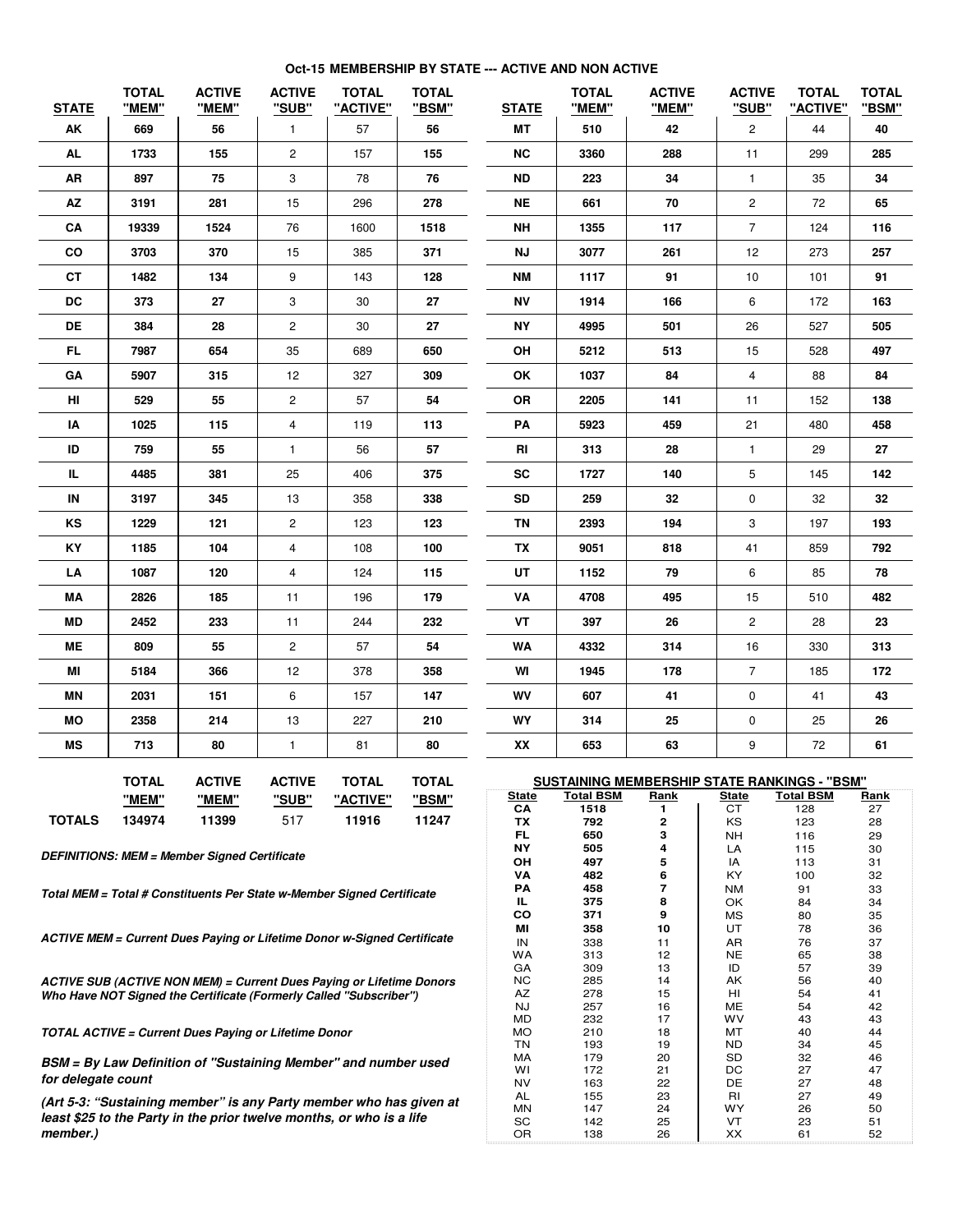# Oct-15 MEMBERSHIP BY STATE --- ACTIVE AND NON ACTIVE

| STATE | TOTAL "MEM" | ACTIVE "MEM" | ACTIVE "SUB" | TOTAL "ACTIVE" | TOTAL "BSM" |
|---|---|---|---|---|---|
| AK | 669 | 56 | 1 | 57 | 56 |
| AL | 1733 | 155 | 2 | 157 | 155 |
| AR | 897 | 75 | 3 | 78 | 76 |
| AZ | 3191 | 281 | 15 | 296 | 278 |
| CA | 19339 | 1524 | 76 | 1600 | 1518 |
| CO | 3703 | 370 | 15 | 385 | 371 |
| CT | 1482 | 134 | 9 | 143 | 128 |
| DC | 373 | 27 | 3 | 30 | 27 |
| DE | 384 | 28 | 2 | 30 | 27 |
| FL | 7987 | 654 | 35 | 689 | 650 |
| GA | 5907 | 315 | 12 | 327 | 309 |
| HI | 529 | 55 | 2 | 57 | 54 |
| IA | 1025 | 115 | 4 | 119 | 113 |
| ID | 759 | 55 | 1 | 56 | 57 |
| IL | 4485 | 381 | 25 | 406 | 375 |
| IN | 3197 | 345 | 13 | 358 | 338 |
| KS | 1229 | 121 | 2 | 123 | 123 |
| KY | 1185 | 104 | 4 | 108 | 100 |
| LA | 1087 | 120 | 4 | 124 | 115 |
| MA | 2826 | 185 | 11 | 196 | 179 |
| MD | 2452 | 233 | 11 | 244 | 232 |
| ME | 809 | 55 | 2 | 57 | 54 |
| MI | 5184 | 366 | 12 | 378 | 358 |
| MN | 2031 | 151 | 6 | 157 | 147 |
| MO | 2358 | 214 | 13 | 227 | 210 |
| MS | 713 | 80 | 1 | 81 | 80 |
| MT | 510 | 42 | 2 | 44 | 40 |
| NC | 3360 | 288 | 11 | 299 | 285 |
| ND | 223 | 34 | 1 | 35 | 34 |
| NE | 661 | 70 | 2 | 72 | 65 |
| NH | 1355 | 117 | 7 | 124 | 116 |
| NJ | 3077 | 261 | 12 | 273 | 257 |
| NM | 1117 | 91 | 10 | 101 | 91 |
| NV | 1914 | 166 | 6 | 172 | 163 |
| NY | 4995 | 501 | 26 | 527 | 505 |
| OH | 5212 | 513 | 15 | 528 | 497 |
| OK | 1037 | 84 | 4 | 88 | 84 |
| OR | 2205 | 141 | 11 | 152 | 138 |
| PA | 5923 | 459 | 21 | 480 | 458 |
| RI | 313 | 28 | 1 | 29 | 27 |
| SC | 1727 | 140 | 5 | 145 | 142 |
| SD | 259 | 32 | 0 | 32 | 32 |
| TN | 2393 | 194 | 3 | 197 | 193 |
| TX | 9051 | 818 | 41 | 859 | 792 |
| UT | 1152 | 79 | 6 | 85 | 78 |
| VA | 4708 | 495 | 15 | 510 | 482 |
| VT | 397 | 26 | 2 | 28 | 23 |
| WA | 4332 | 314 | 16 | 330 | 313 |
| WI | 1945 | 178 | 7 | 185 | 172 |
| WV | 607 | 41 | 0 | 41 | 43 |
| WY | 314 | 25 | 0 | 25 | 26 |
| XX | 653 | 63 | 9 | 72 | 61 |

| | TOTAL "MEM" | ACTIVE "MEM" | ACTIVE "SUB" | TOTAL "ACTIVE" | TOTAL "BSM" |
|---|---|---|---|---|---|
| TOTALS | 134974 | 11399 | 517 | 11916 | 11247 |

***DEFINITIONS: MEM = Member Signed Certificate***

***Total MEM = Total # Constituents Per State w-Member Signed Certificate***

***ACTIVE MEM = Current Dues Paying or Lifetime Donor w-Signed Certificate***

***ACTIVE SUB (ACTIVE NON MEM) = Current Dues Paying or Lifetime Donors Who Have NOT Signed the Certificate (Formerly Called "Subscriber")***

***TOTAL ACTIVE = Current Dues Paying or Lifetime Donor***

***BSM = By Law Definition of "Sustaining Member" and number used for delegate count***

***(Art 5-3: "Sustaining member" is any Party member who has given at least $25 to the Party in the prior twelve months, or who is a life member.)***

## SUSTAINING MEMBERSHIP STATE RANKINGS - "BSM"

| State | Total BSM | Rank | State | Total BSM | Rank |
|---|---|---|---|---|---|
| CA | 1518 | 1 | CT | 128 | 27 |
| TX | 792 | 2 | KS | 123 | 28 |
| FL | 650 | 3 | NH | 116 | 29 |
| NY | 505 | 4 | LA | 115 | 30 |
| OH | 497 | 5 | IA | 113 | 31 |
| VA | 482 | 6 | KY | 100 | 32 |
| PA | 458 | 7 | NM | 91 | 33 |
| IL | 375 | 8 | OK | 84 | 34 |
| CO | 371 | 9 | MS | 80 | 35 |
| MI | 358 | 10 | UT | 78 | 36 |
| IN | 338 | 11 | AR | 76 | 37 |
| WA | 313 | 12 | NE | 65 | 38 |
| GA | 309 | 13 | ID | 57 | 39 |
| NC | 285 | 14 | AK | 56 | 40 |
| AZ | 278 | 15 | HI | 54 | 41 |
| NJ | 257 | 16 | ME | 54 | 42 |
| MD | 232 | 17 | WV | 43 | 43 |
| MO | 210 | 18 | MT | 40 | 44 |
| TN | 193 | 19 | ND | 34 | 45 |
| MA | 179 | 20 | SD | 32 | 46 |
| WI | 172 | 21 | DC | 27 | 47 |
| NV | 163 | 22 | DE | 27 | 48 |
| AL | 155 | 23 | RI | 27 | 49 |
| MN | 147 | 24 | WY | 26 | 50 |
| SC | 142 | 25 | VT | 23 | 51 |
| OR | 138 | 26 | XX | 61 | 52 |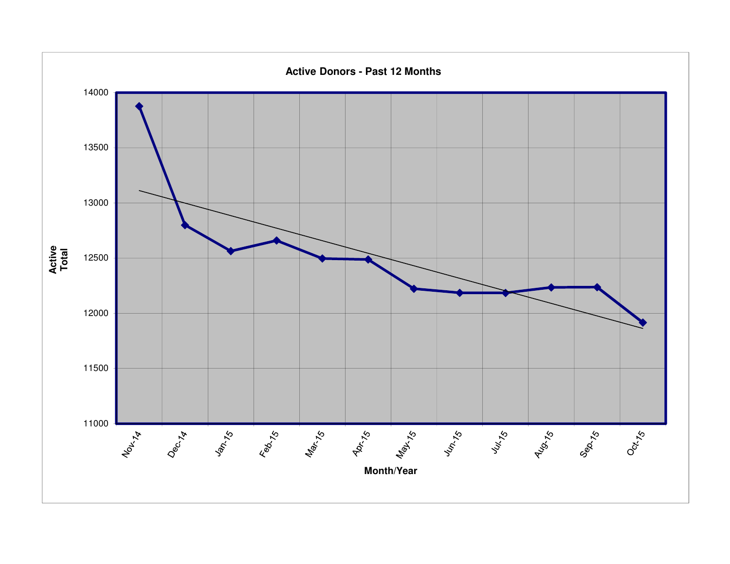**Active Donors - Past 12 Months**

Active Total (y-axis: 11000–14000)

Month/Year (x-axis): Nov-14, Dec-14, Jan-15, Feb-15, Mar-15, Apr-15, May-15, Jun-15, Jul-15, Aug-15, Sep-15, Oct-15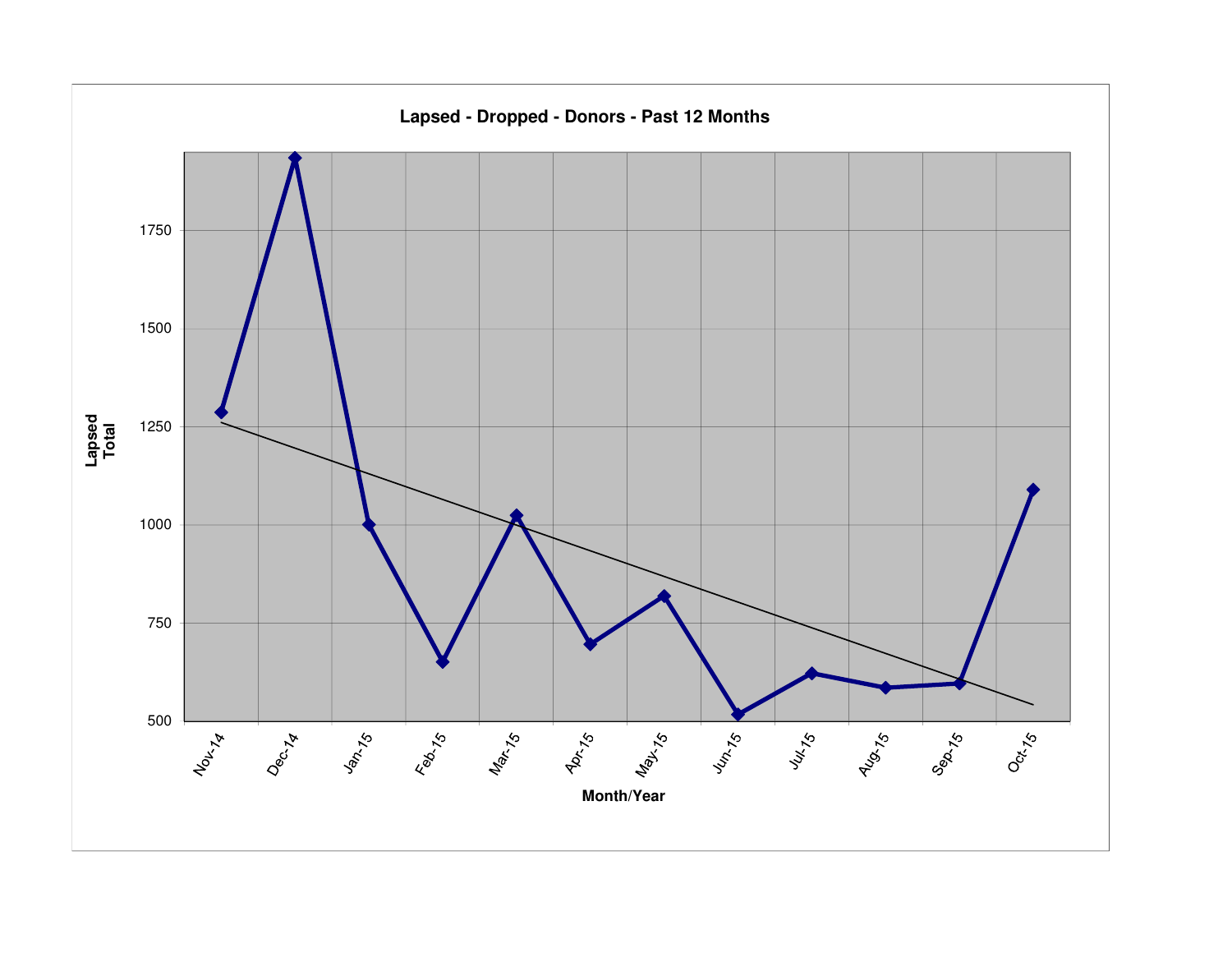## Lapsed - Dropped - Donors - Past 12 Months

Lapsed Total

1750
1500
1250
1000
750
500

Nov-14 Dec-14 Jan-15 Feb-15 Mar-15 Apr-15 May-15 Jun-15 Jul-15 Aug-15 Sep-15 Oct-15

Month/Year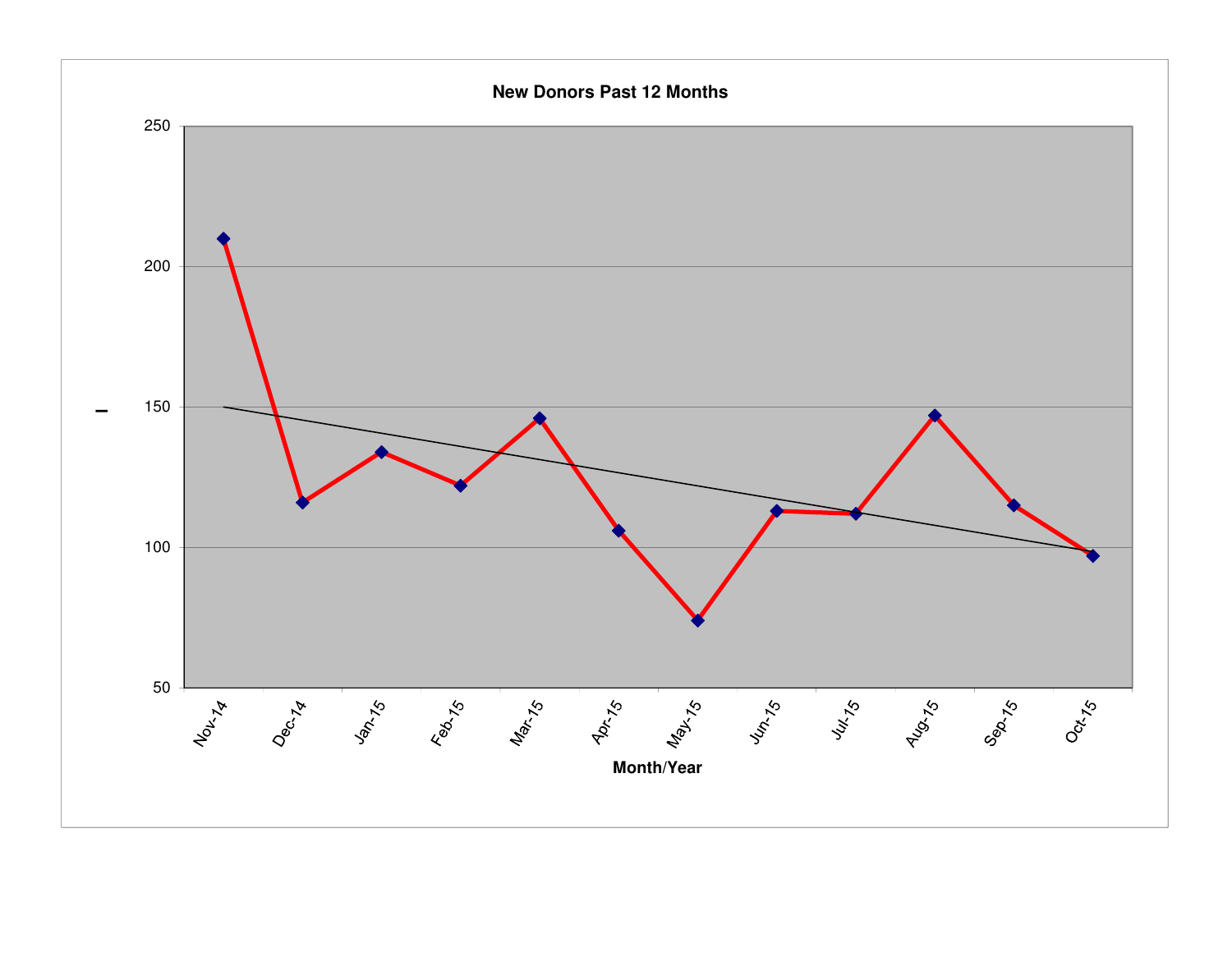**New Donors Past 12 Months**

| Month/Year | New Donors |
| --- | --- |
| Nov-14 | 210 |
| Dec-14 | 116 |
| Jan-15 | 134 |
| Feb-15 | 122 |
| Mar-15 | 146 |
| Apr-15 | 106 |
| May-15 | 74 |
| Jun-15 | 113 |
| Jul-15 | 112 |
| Aug-15 | 147 |
| Sep-15 | 115 |
| Oct-15 | 97 |

Month/Year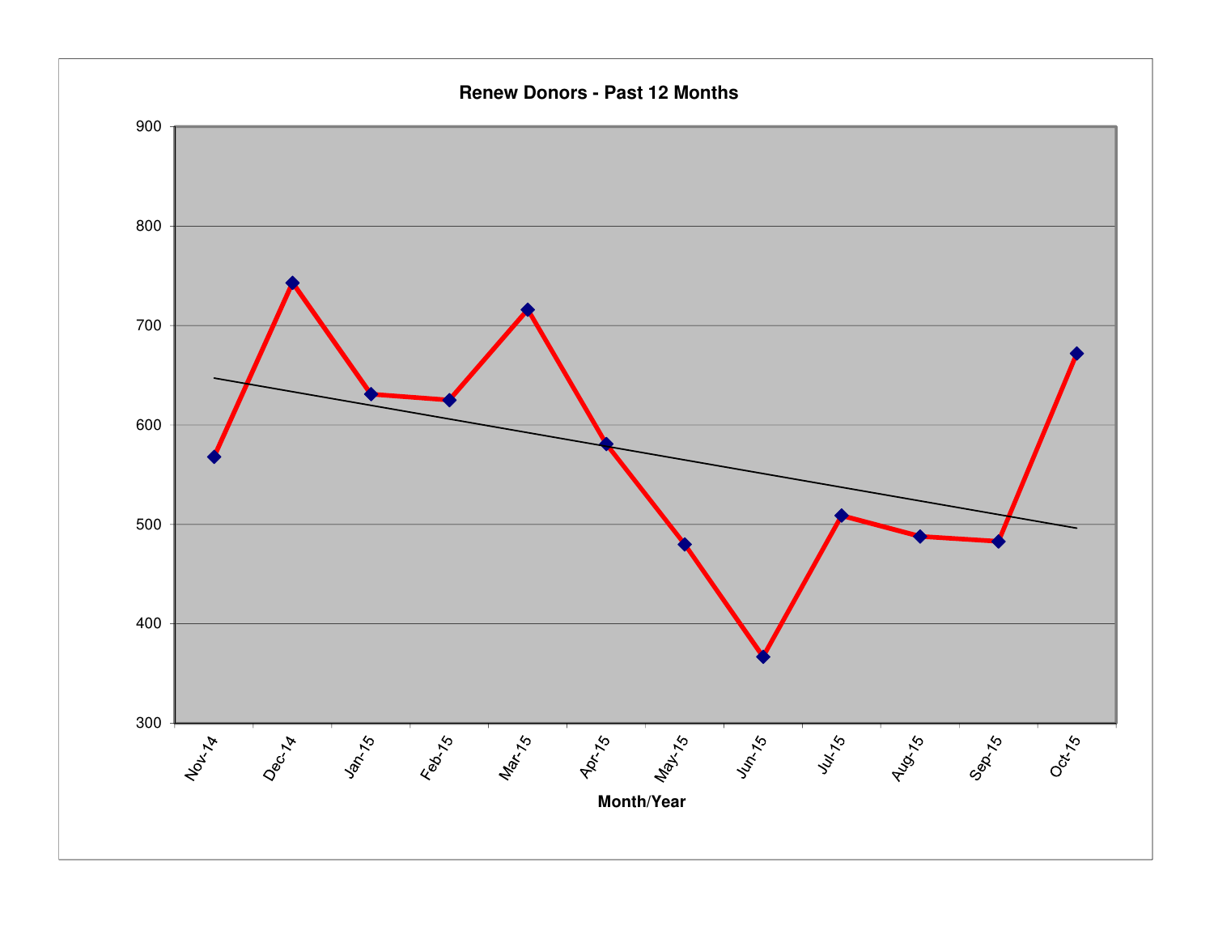**Renew Donors - Past 12 Months**

900

800

700

600

500

400

300

Nov-14 Dec-14 Jan-15 Feb-15 Mar-15 Apr-15 May-15 Jun-15 Jul-15 Aug-15 Sep-15 Oct-15

**Month/Year**